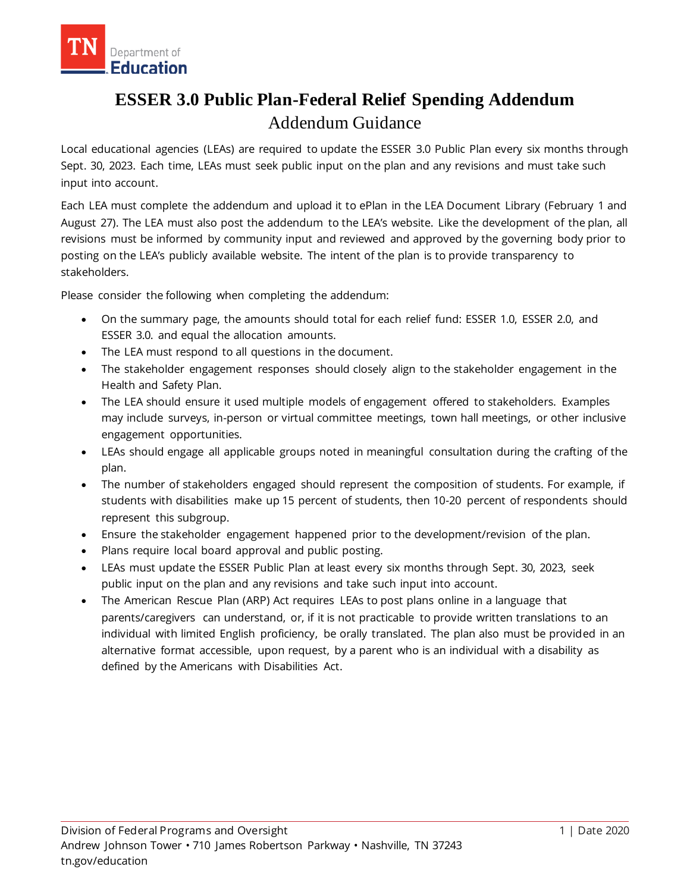TN Department of Education

# ESSER 3.0 Public Plan-Federal Relief Spending Addendum

## Addendum Guidance

Local educational agencies (LEAs) are required to update the ESSER 3.0 Public Plan every six months through Sept. 30, 2023. Each time, LEAs must seek public input on the plan and any revisions and must take such input into account.

Each LEA must complete the addendum and upload it to ePlan in the LEA Document Library (February 1 and August 27). The LEA must also post the addendum to the LEA's website. Like the development of the plan, all revisions must be informed by community input and reviewed and approved by the governing body prior to posting on the LEA's publicly available website. The intent of the plan is to provide transparency to stakeholders.

Please consider the following when completing the addendum:

- On the summary page, the amounts should total for each relief fund: ESSER 1.0, ESSER 2.0, and ESSER 3.0. and equal the allocation amounts.
- The LEA must respond to all questions in the document.
- The stakeholder engagement responses should closely align to the stakeholder engagement in the Health and Safety Plan.
- The LEA should ensure it used multiple models of engagement offered to stakeholders. Examples may include surveys, in-person or virtual committee meetings, town hall meetings, or other inclusive engagement opportunities.
- LEAs should engage all applicable groups noted in meaningful consultation during the crafting of the plan.
- The number of stakeholders engaged should represent the composition of students. For example, if students with disabilities make up 15 percent of students, then 10-20 percent of respondents should represent this subgroup.
- Ensure the stakeholder engagement happened prior to the development/revision of the plan.
- Plans require local board approval and public posting.
- LEAs must update the ESSER Public Plan at least every six months through Sept. 30, 2023, seek public input on the plan and any revisions and take such input into account.
- The American Rescue Plan (ARP) Act requires LEAs to post plans online in a language that parents/caregivers can understand, or, if it is not practicable to provide written translations to an individual with limited English proficiency, be orally translated. The plan also must be provided in an alternative format accessible, upon request, by a parent who is an individual with a disability as defined by the Americans with Disabilities Act.

Division of Federal Programs and Oversight
Andrew Johnson Tower • 710 James Robertson Parkway • Nashville, TN 37243
tn.gov/education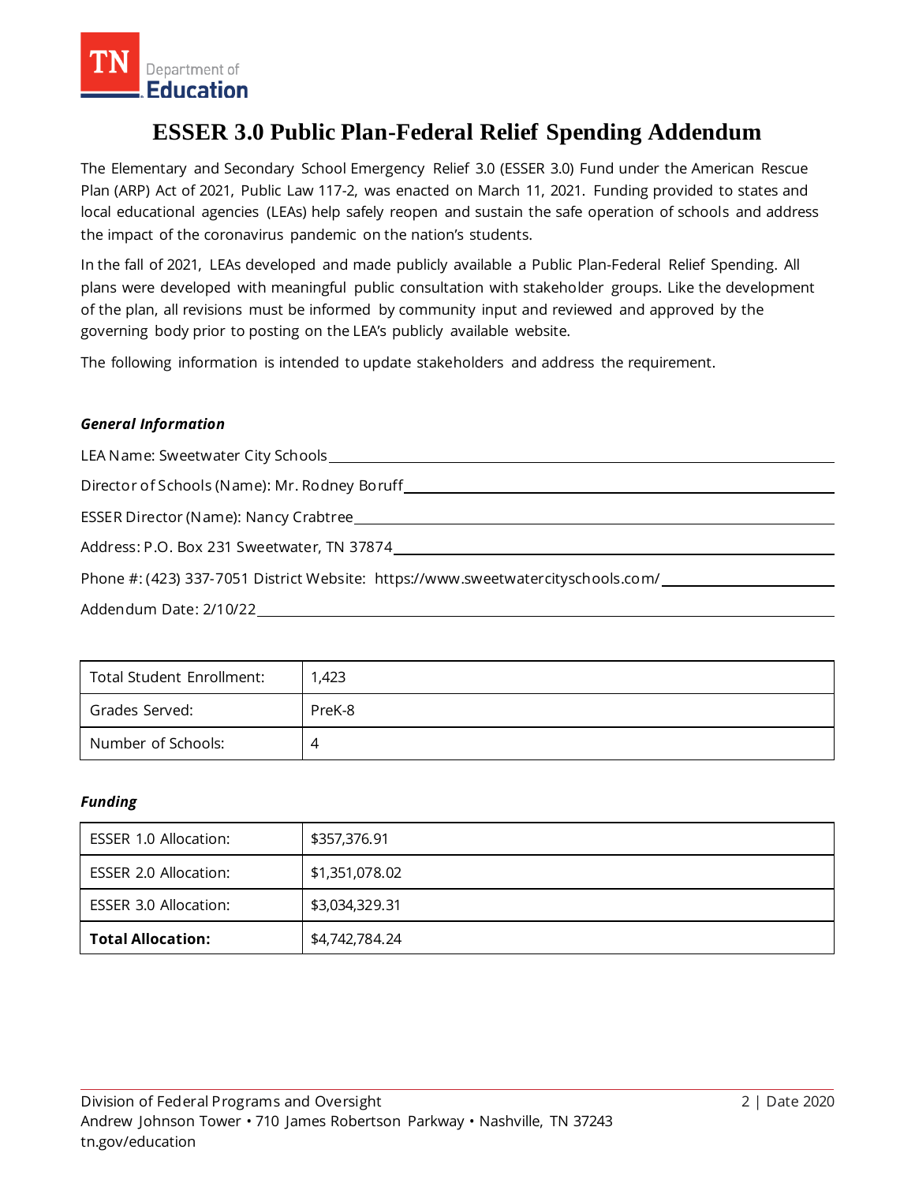# ESSER 3.0 Public Plan-Federal Relief Spending Addendum

The Elementary and Secondary School Emergency Relief 3.0 (ESSER 3.0) Fund under the American Rescue Plan (ARP) Act of 2021, Public Law 117-2, was enacted on March 11, 2021. Funding provided to states and local educational agencies (LEAs) help safely reopen and sustain the safe operation of schools and address the impact of the coronavirus pandemic on the nation's students.

In the fall of 2021, LEAs developed and made publicly available a Public Plan-Federal Relief Spending. All plans were developed with meaningful public consultation with stakeholder groups. Like the development of the plan, all revisions must be informed by community input and reviewed and approved by the governing body prior to posting on the LEA's publicly available website.

The following information is intended to update stakeholders and address the requirement.

***General Information***

LEA Name: Sweetwater City Schools

Director of Schools (Name): Mr. Rodney Boruff

ESSER Director (Name): Nancy Crabtree

Address: P.O. Box 231 Sweetwater, TN 37874

Phone #: (423) 337-7051 District Website: https://www.sweetwatercityschools.com/

Addendum Date: 2/10/22

| Total Student Enrollment: | 1,423 |
|---|---|
| Grades Served: | PreK-8 |
| Number of Schools: | 4 |

***Funding***

| ESSER 1.0 Allocation: | $357,376.91 |
|---|---|
| ESSER 2.0 Allocation: | $1,351,078.02 |
| ESSER 3.0 Allocation: | $3,034,329.31 |
| **Total Allocation:** | $4,742,784.24 |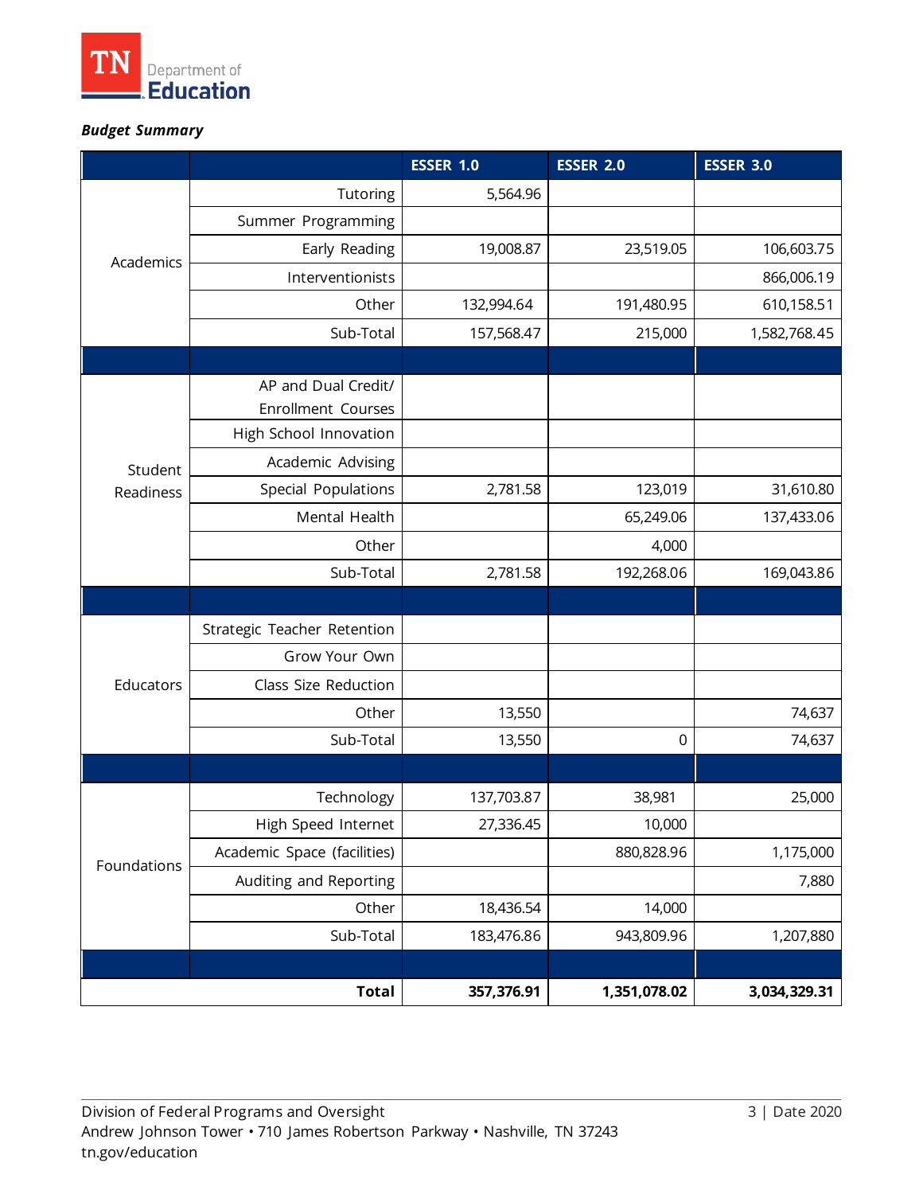***Budget Summary***

| | | ESSER 1.0 | ESSER 2.0 | ESSER 3.0 |
|---|---|---|---|---|
| Academics | Tutoring | 5,564.96 | | |
| | Summer Programming | | | |
| | Early Reading | 19,008.87 | 23,519.05 | 106,603.75 |
| | Interventionists | | | 866,006.19 |
| | Other | 132,994.64 | 191,480.95 | 610,158.51 |
| | Sub-Total | 157,568.47 | 215,000 | 1,582,768.45 |
| | | | | |
| Student Readiness | AP and Dual Credit/ Enrollment Courses | | | |
| | High School Innovation | | | |
| | Academic Advising | | | |
| | Special Populations | 2,781.58 | 123,019 | 31,610.80 |
| | Mental Health | | 65,249.06 | 137,433.06 |
| | Other | | 4,000 | |
| | Sub-Total | 2,781.58 | 192,268.06 | 169,043.86 |
| | | | | |
| Educators | Strategic Teacher Retention | | | |
| | Grow Your Own | | | |
| | Class Size Reduction | | | |
| | Other | 13,550 | | 74,637 |
| | Sub-Total | 13,550 | 0 | 74,637 |
| | | | | |
| Foundations | Technology | 137,703.87 | 38,981 | 25,000 |
| | High Speed Internet | 27,336.45 | 10,000 | |
| | Academic Space (facilities) | | 880,828.96 | 1,175,000 |
| | Auditing and Reporting | | | 7,880 |
| | Other | 18,436.54 | 14,000 | |
| | Sub-Total | 183,476.86 | 943,809.96 | 1,207,880 |
| | | | | |
| | **Total** | **357,376.91** | **1,351,078.02** | **3,034,329.31** |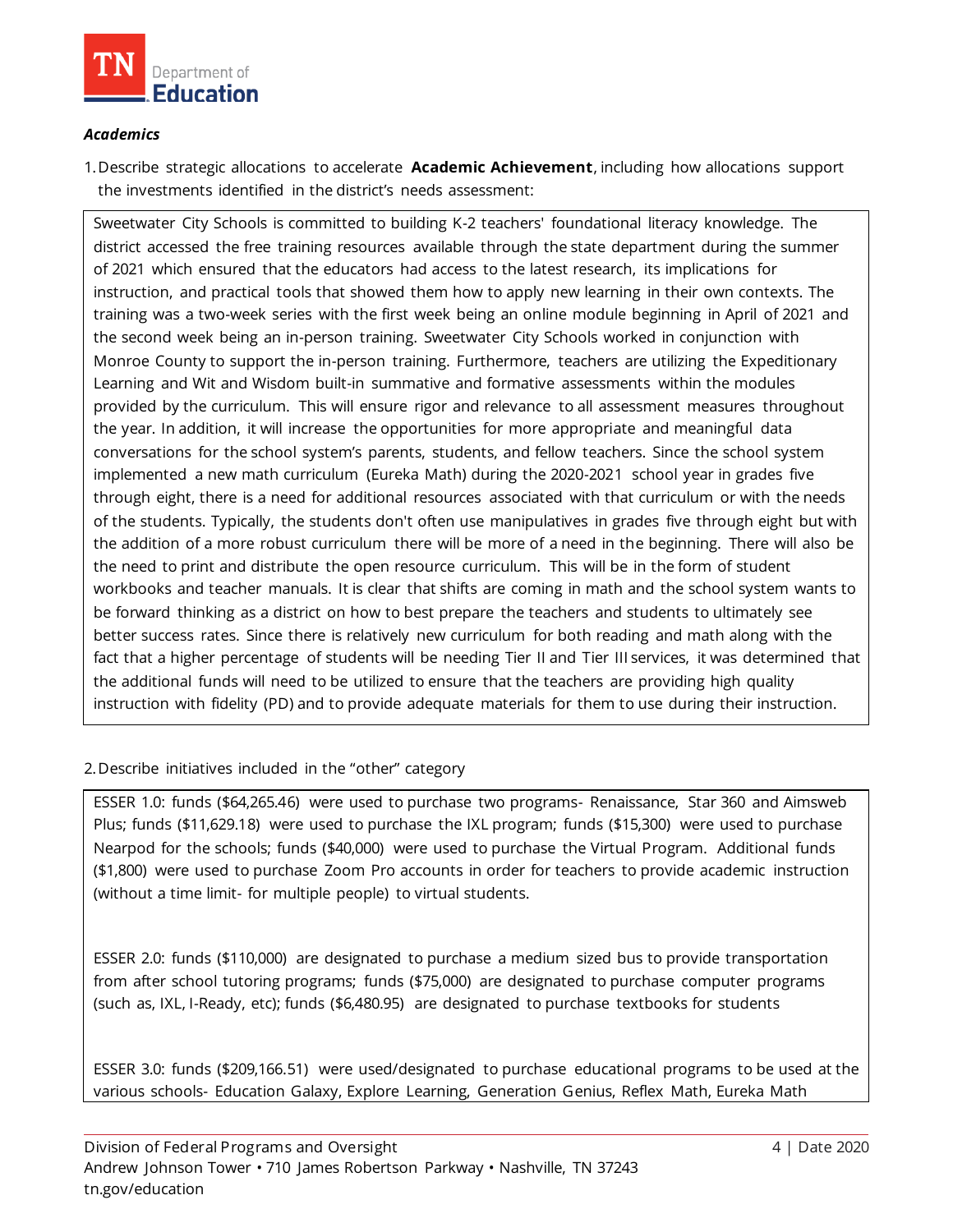***Academics***

1. Describe strategic allocations to accelerate **Academic Achievement**, including how allocations support the investments identified in the district's needs assessment:

Sweetwater City Schools is committed to building K-2 teachers' foundational literacy knowledge. The district accessed the free training resources available through the state department during the summer of 2021 which ensured that the educators had access to the latest research, its implications for instruction, and practical tools that showed them how to apply new learning in their own contexts. The training was a two-week series with the first week being an online module beginning in April of 2021 and the second week being an in-person training. Sweetwater City Schools worked in conjunction with Monroe County to support the in-person training. Furthermore, teachers are utilizing the Expeditionary Learning and Wit and Wisdom built-in summative and formative assessments within the modules provided by the curriculum. This will ensure rigor and relevance to all assessment measures throughout the year. In addition, it will increase the opportunities for more appropriate and meaningful data conversations for the school system's parents, students, and fellow teachers. Since the school system implemented a new math curriculum (Eureka Math) during the 2020-2021 school year in grades five through eight, there is a need for additional resources associated with that curriculum or with the needs of the students. Typically, the students don't often use manipulatives in grades five through eight but with the addition of a more robust curriculum there will be more of a need in the beginning. There will also be the need to print and distribute the open resource curriculum. This will be in the form of student workbooks and teacher manuals. It is clear that shifts are coming in math and the school system wants to be forward thinking as a district on how to best prepare the teachers and students to ultimately see better success rates. Since there is relatively new curriculum for both reading and math along with the fact that a higher percentage of students will be needing Tier II and Tier III services, it was determined that the additional funds will need to be utilized to ensure that the teachers are providing high quality instruction with fidelity (PD) and to provide adequate materials for them to use during their instruction.

2. Describe initiatives included in the "other" category

ESSER 1.0: funds ($64,265.46) were used to purchase two programs- Renaissance, Star 360 and Aimsweb Plus; funds ($11,629.18) were used to purchase the IXL program; funds ($15,300) were used to purchase Nearpod for the schools; funds ($40,000) were used to purchase the Virtual Program. Additional funds ($1,800) were used to purchase Zoom Pro accounts in order for teachers to provide academic instruction (without a time limit- for multiple people) to virtual students.

ESSER 2.0: funds ($110,000) are designated to purchase a medium sized bus to provide transportation from after school tutoring programs; funds ($75,000) are designated to purchase computer programs (such as, IXL, I-Ready, etc); funds ($6,480.95) are designated to purchase textbooks for students

ESSER 3.0: funds ($209,166.51) were used/designated to purchase educational programs to be used at the various schools- Education Galaxy, Explore Learning, Generation Genius, Reflex Math, Eureka Math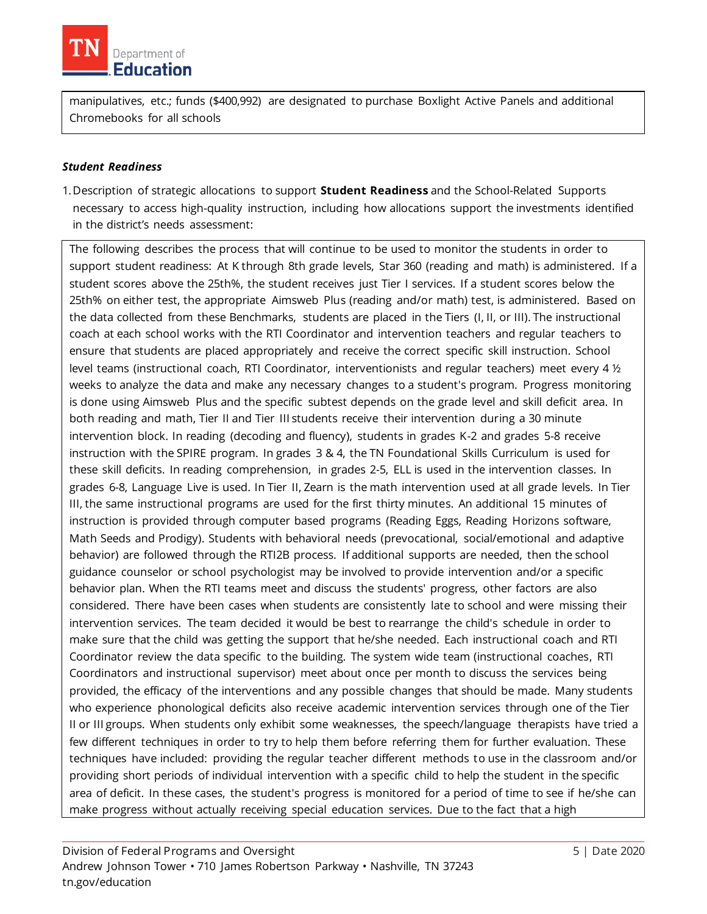manipulatives, etc.; funds ($400,992) are designated to purchase Boxlight Active Panels and additional Chromebooks for all schools

***Student Readiness***

1. Description of strategic allocations to support **Student Readiness** and the School-Related Supports necessary to access high-quality instruction, including how allocations support the investments identified in the district's needs assessment:

The following describes the process that will continue to be used to monitor the students in order to support student readiness: At K through 8th grade levels, Star 360 (reading and math) is administered. If a student scores above the 25th%, the student receives just Tier I services. If a student scores below the 25th% on either test, the appropriate Aimsweb Plus (reading and/or math) test, is administered. Based on the data collected from these Benchmarks, students are placed in the Tiers (I, II, or III). The instructional coach at each school works with the RTI Coordinator and intervention teachers and regular teachers to ensure that students are placed appropriately and receive the correct specific skill instruction. School level teams (instructional coach, RTI Coordinator, interventionists and regular teachers) meet every 4 ½ weeks to analyze the data and make any necessary changes to a student's program. Progress monitoring is done using Aimsweb Plus and the specific subtest depends on the grade level and skill deficit area. In both reading and math, Tier II and Tier III students receive their intervention during a 30 minute intervention block. In reading (decoding and fluency), students in grades K-2 and grades 5-8 receive instruction with the SPIRE program. In grades 3 & 4, the TN Foundational Skills Curriculum is used for these skill deficits. In reading comprehension, in grades 2-5, ELL is used in the intervention classes. In grades 6-8, Language Live is used. In Tier II, Zearn is the math intervention used at all grade levels. In Tier III, the same instructional programs are used for the first thirty minutes. An additional 15 minutes of instruction is provided through computer based programs (Reading Eggs, Reading Horizons software, Math Seeds and Prodigy). Students with behavioral needs (prevocational, social/emotional and adaptive behavior) are followed through the RTI2B process. If additional supports are needed, then the school guidance counselor or school psychologist may be involved to provide intervention and/or a specific behavior plan. When the RTI teams meet and discuss the students' progress, other factors are also considered. There have been cases when students are consistently late to school and were missing their intervention services. The team decided it would be best to rearrange the child's schedule in order to make sure that the child was getting the support that he/she needed. Each instructional coach and RTI Coordinator review the data specific to the building. The system wide team (instructional coaches, RTI Coordinators and instructional supervisor) meet about once per month to discuss the services being provided, the efficacy of the interventions and any possible changes that should be made. Many students who experience phonological deficits also receive academic intervention services through one of the Tier II or III groups. When students only exhibit some weaknesses, the speech/language therapists have tried a few different techniques in order to try to help them before referring them for further evaluation. These techniques have included: providing the regular teacher different methods to use in the classroom and/or providing short periods of individual intervention with a specific child to help the student in the specific area of deficit. In these cases, the student's progress is monitored for a period of time to see if he/she can make progress without actually receiving special education services. Due to the fact that a high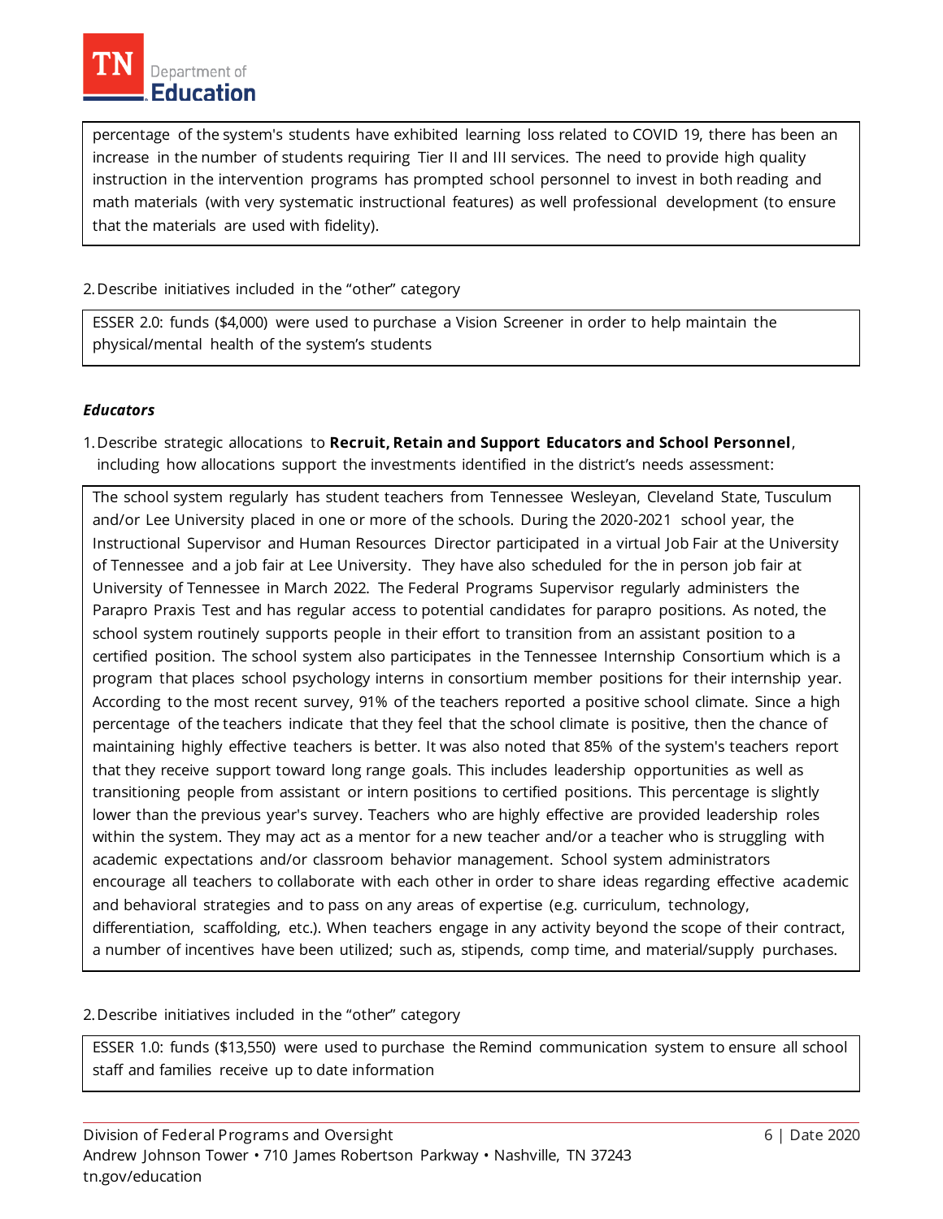percentage of the system's students have exhibited learning loss related to COVID 19, there has been an increase in the number of students requiring Tier II and III services. The need to provide high quality instruction in the intervention programs has prompted school personnel to invest in both reading and math materials (with very systematic instructional features) as well professional development (to ensure that the materials are used with fidelity).

2. Describe initiatives included in the "other" category

ESSER 2.0: funds ($4,000) were used to purchase a Vision Screener in order to help maintain the physical/mental health of the system's students

***Educators***

1. Describe strategic allocations to **Recruit, Retain and Support Educators and School Personnel**, including how allocations support the investments identified in the district's needs assessment:

The school system regularly has student teachers from Tennessee Wesleyan, Cleveland State, Tusculum and/or Lee University placed in one or more of the schools. During the 2020-2021 school year, the Instructional Supervisor and Human Resources Director participated in a virtual Job Fair at the University of Tennessee and a job fair at Lee University. They have also scheduled for the in person job fair at University of Tennessee in March 2022. The Federal Programs Supervisor regularly administers the Parapro Praxis Test and has regular access to potential candidates for parapro positions. As noted, the school system routinely supports people in their effort to transition from an assistant position to a certified position. The school system also participates in the Tennessee Internship Consortium which is a program that places school psychology interns in consortium member positions for their internship year. According to the most recent survey, 91% of the teachers reported a positive school climate. Since a high percentage of the teachers indicate that they feel that the school climate is positive, then the chance of maintaining highly effective teachers is better. It was also noted that 85% of the system's teachers report that they receive support toward long range goals. This includes leadership opportunities as well as transitioning people from assistant or intern positions to certified positions. This percentage is slightly lower than the previous year's survey. Teachers who are highly effective are provided leadership roles within the system. They may act as a mentor for a new teacher and/or a teacher who is struggling with academic expectations and/or classroom behavior management. School system administrators encourage all teachers to collaborate with each other in order to share ideas regarding effective academic and behavioral strategies and to pass on any areas of expertise (e.g. curriculum, technology, differentiation, scaffolding, etc.). When teachers engage in any activity beyond the scope of their contract, a number of incentives have been utilized; such as, stipends, comp time, and material/supply purchases.

2. Describe initiatives included in the "other" category

ESSER 1.0: funds ($13,550) were used to purchase the Remind communication system to ensure all school staff and families receive up to date information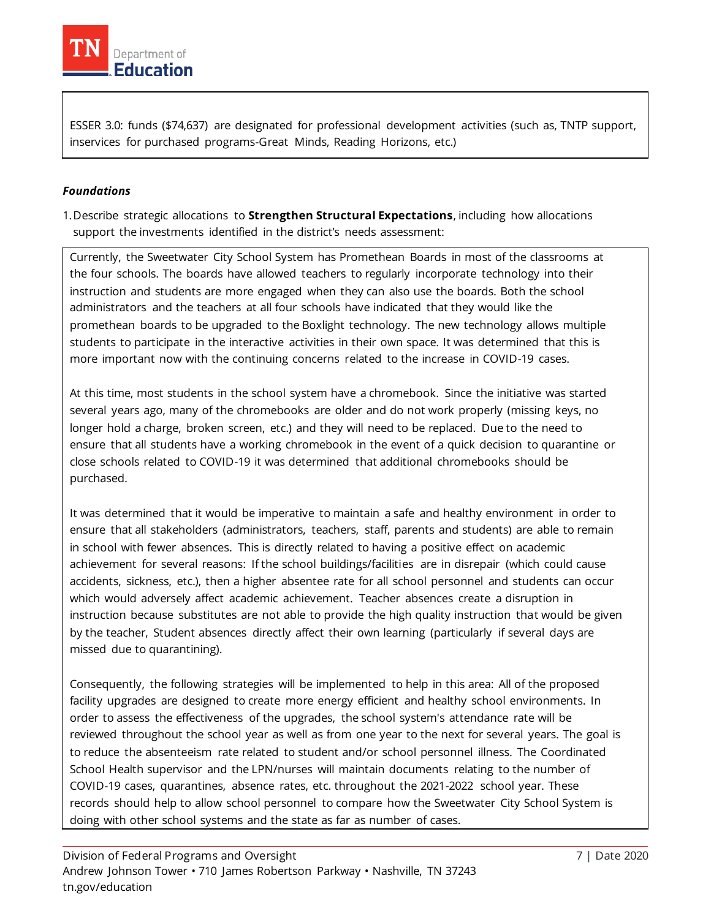ESSER 3.0: funds ($74,637) are designated for professional development activities (such as, TNTP support, inservices for purchased programs-Great Minds, Reading Horizons, etc.)

***Foundations***

1. Describe strategic allocations to **Strengthen Structural Expectations**, including how allocations support the investments identified in the district's needs assessment:

Currently, the Sweetwater City School System has Promethean Boards in most of the classrooms at the four schools. The boards have allowed teachers to regularly incorporate technology into their instruction and students are more engaged when they can also use the boards. Both the school administrators and the teachers at all four schools have indicated that they would like the promethean boards to be upgraded to the Boxlight technology. The new technology allows multiple students to participate in the interactive activities in their own space. It was determined that this is more important now with the continuing concerns related to the increase in COVID-19 cases.

At this time, most students in the school system have a chromebook. Since the initiative was started several years ago, many of the chromebooks are older and do not work properly (missing keys, no longer hold a charge, broken screen, etc.) and they will need to be replaced. Due to the need to ensure that all students have a working chromebook in the event of a quick decision to quarantine or close schools related to COVID-19 it was determined that additional chromebooks should be purchased.

It was determined that it would be imperative to maintain a safe and healthy environment in order to ensure that all stakeholders (administrators, teachers, staff, parents and students) are able to remain in school with fewer absences. This is directly related to having a positive effect on academic achievement for several reasons: If the school buildings/facilities are in disrepair (which could cause accidents, sickness, etc.), then a higher absentee rate for all school personnel and students can occur which would adversely affect academic achievement. Teacher absences create a disruption in instruction because substitutes are not able to provide the high quality instruction that would be given by the teacher, Student absences directly affect their own learning (particularly if several days are missed due to quarantining).

Consequently, the following strategies will be implemented to help in this area: All of the proposed facility upgrades are designed to create more energy efficient and healthy school environments. In order to assess the effectiveness of the upgrades, the school system's attendance rate will be reviewed throughout the school year as well as from one year to the next for several years. The goal is to reduce the absenteeism rate related to student and/or school personnel illness. The Coordinated School Health supervisor and the LPN/nurses will maintain documents relating to the number of COVID-19 cases, quarantines, absence rates, etc. throughout the 2021-2022 school year. These records should help to allow school personnel to compare how the Sweetwater City School System is doing with other school systems and the state as far as number of cases.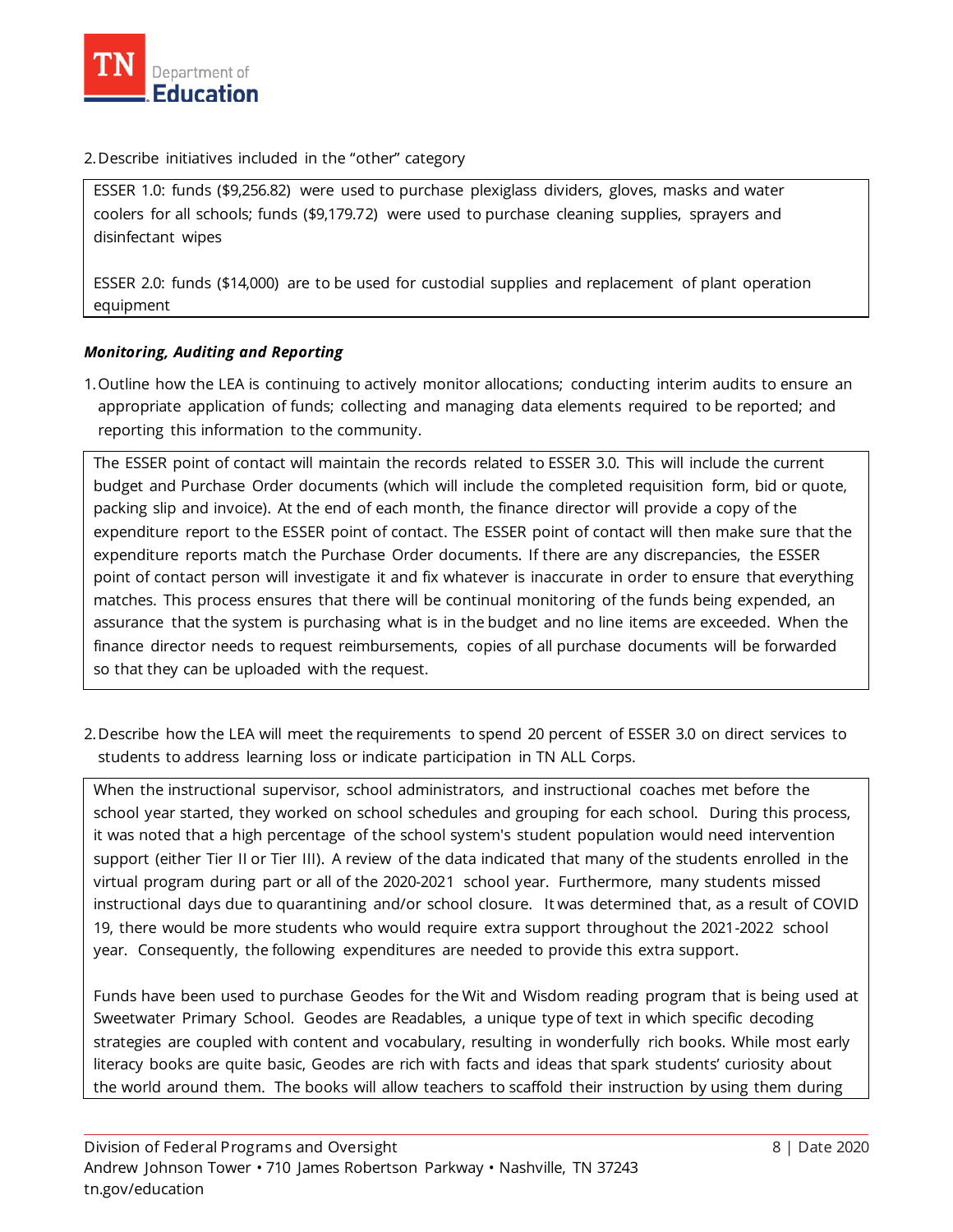2. Describe initiatives included in the "other" category

ESSER 1.0: funds ($9,256.82) were used to purchase plexiglass dividers, gloves, masks and water coolers for all schools; funds ($9,179.72) were used to purchase cleaning supplies, sprayers and disinfectant wipes

ESSER 2.0: funds ($14,000) are to be used for custodial supplies and replacement of plant operation equipment

***Monitoring, Auditing and Reporting***

1. Outline how the LEA is continuing to actively monitor allocations; conducting interim audits to ensure an appropriate application of funds; collecting and managing data elements required to be reported; and reporting this information to the community.

The ESSER point of contact will maintain the records related to ESSER 3.0. This will include the current budget and Purchase Order documents (which will include the completed requisition form, bid or quote, packing slip and invoice). At the end of each month, the finance director will provide a copy of the expenditure report to the ESSER point of contact. The ESSER point of contact will then make sure that the expenditure reports match the Purchase Order documents. If there are any discrepancies, the ESSER point of contact person will investigate it and fix whatever is inaccurate in order to ensure that everything matches. This process ensures that there will be continual monitoring of the funds being expended, an assurance that the system is purchasing what is in the budget and no line items are exceeded. When the finance director needs to request reimbursements, copies of all purchase documents will be forwarded so that they can be uploaded with the request.

2. Describe how the LEA will meet the requirements to spend 20 percent of ESSER 3.0 on direct services to students to address learning loss or indicate participation in TN ALL Corps.

When the instructional supervisor, school administrators, and instructional coaches met before the school year started, they worked on school schedules and grouping for each school. During this process, it was noted that a high percentage of the school system's student population would need intervention support (either Tier II or Tier III). A review of the data indicated that many of the students enrolled in the virtual program during part or all of the 2020-2021 school year. Furthermore, many students missed instructional days due to quarantining and/or school closure. It was determined that, as a result of COVID 19, there would be more students who would require extra support throughout the 2021-2022 school year. Consequently, the following expenditures are needed to provide this extra support.

Funds have been used to purchase Geodes for the Wit and Wisdom reading program that is being used at Sweetwater Primary School. Geodes are Readables, a unique type of text in which specific decoding strategies are coupled with content and vocabulary, resulting in wonderfully rich books. While most early literacy books are quite basic, Geodes are rich with facts and ideas that spark students' curiosity about the world around them. The books will allow teachers to scaffold their instruction by using them during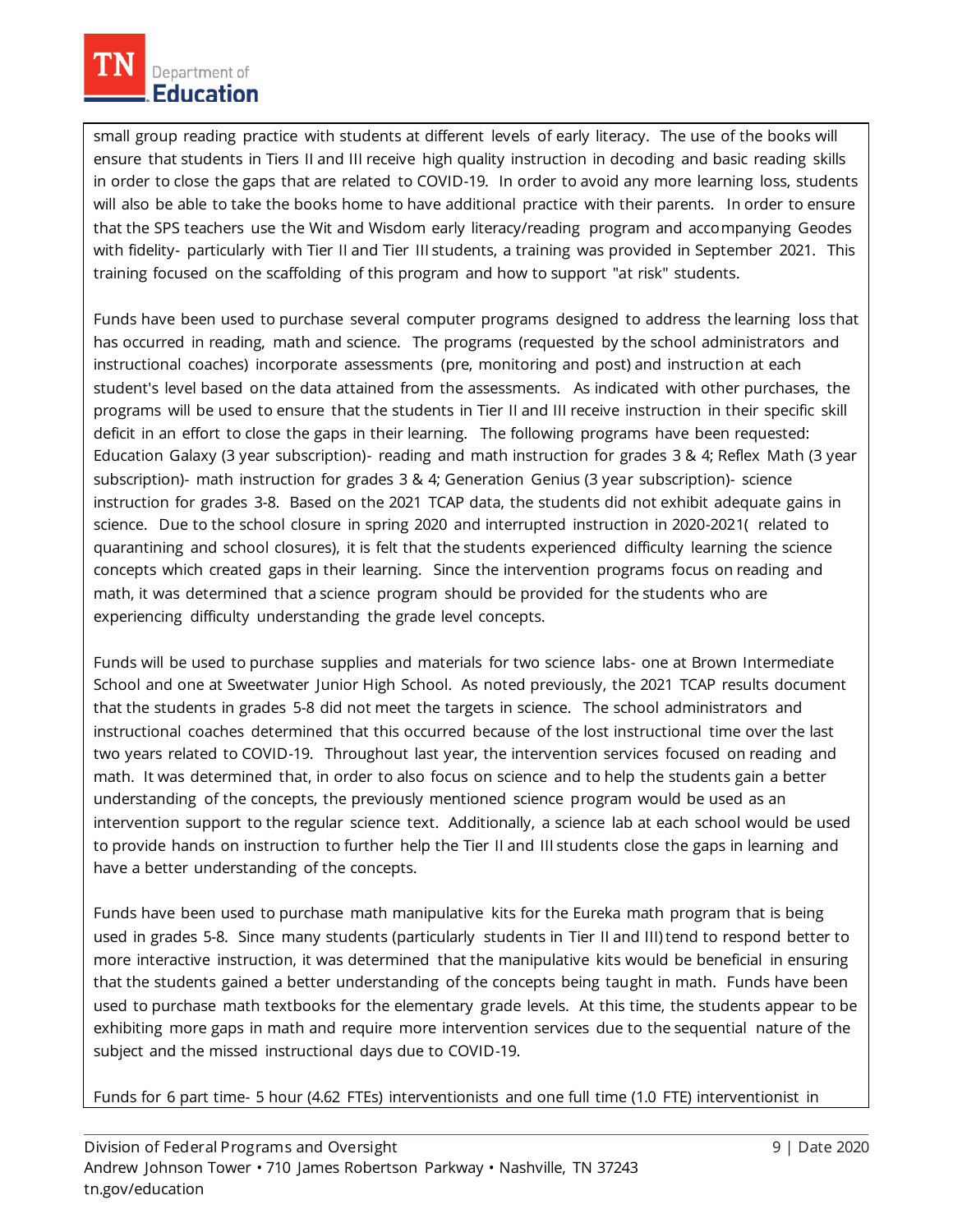small group reading practice with students at different levels of early literacy. The use of the books will ensure that students in Tiers II and III receive high quality instruction in decoding and basic reading skills in order to close the gaps that are related to COVID-19. In order to avoid any more learning loss, students will also be able to take the books home to have additional practice with their parents. In order to ensure that the SPS teachers use the Wit and Wisdom early literacy/reading program and accompanying Geodes with fidelity- particularly with Tier II and Tier III students, a training was provided in September 2021. This training focused on the scaffolding of this program and how to support "at risk" students.

Funds have been used to purchase several computer programs designed to address the learning loss that has occurred in reading, math and science. The programs (requested by the school administrators and instructional coaches) incorporate assessments (pre, monitoring and post) and instruction at each student's level based on the data attained from the assessments. As indicated with other purchases, the programs will be used to ensure that the students in Tier II and III receive instruction in their specific skill deficit in an effort to close the gaps in their learning. The following programs have been requested: Education Galaxy (3 year subscription)- reading and math instruction for grades 3 & 4; Reflex Math (3 year subscription)- math instruction for grades 3 & 4; Generation Genius (3 year subscription)- science instruction for grades 3-8. Based on the 2021 TCAP data, the students did not exhibit adequate gains in science. Due to the school closure in spring 2020 and interrupted instruction in 2020-2021( related to quarantining and school closures), it is felt that the students experienced difficulty learning the science concepts which created gaps in their learning. Since the intervention programs focus on reading and math, it was determined that a science program should be provided for the students who are experiencing difficulty understanding the grade level concepts.

Funds will be used to purchase supplies and materials for two science labs- one at Brown Intermediate School and one at Sweetwater Junior High School. As noted previously, the 2021 TCAP results document that the students in grades 5-8 did not meet the targets in science. The school administrators and instructional coaches determined that this occurred because of the lost instructional time over the last two years related to COVID-19. Throughout last year, the intervention services focused on reading and math. It was determined that, in order to also focus on science and to help the students gain a better understanding of the concepts, the previously mentioned science program would be used as an intervention support to the regular science text. Additionally, a science lab at each school would be used to provide hands on instruction to further help the Tier II and III students close the gaps in learning and have a better understanding of the concepts.

Funds have been used to purchase math manipulative kits for the Eureka math program that is being used in grades 5-8. Since many students (particularly students in Tier II and III) tend to respond better to more interactive instruction, it was determined that the manipulative kits would be beneficial in ensuring that the students gained a better understanding of the concepts being taught in math. Funds have been used to purchase math textbooks for the elementary grade levels. At this time, the students appear to be exhibiting more gaps in math and require more intervention services due to the sequential nature of the subject and the missed instructional days due to COVID-19.

Funds for 6 part time- 5 hour (4.62 FTEs) interventionists and one full time (1.0 FTE) interventionist in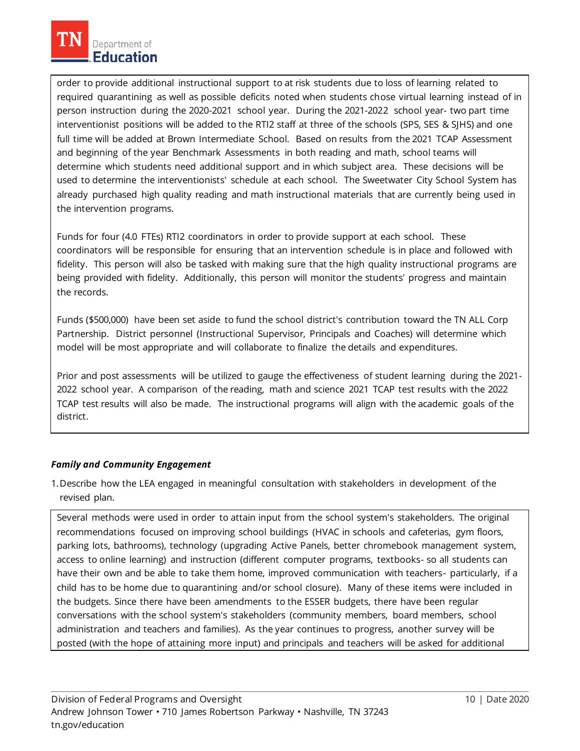order to provide additional instructional support to at risk students due to loss of learning related to required quarantining as well as possible deficits noted when students chose virtual learning instead of in person instruction during the 2020-2021 school year. During the 2021-2022 school year- two part time interventionist positions will be added to the RTI2 staff at three of the schools (SPS, SES & SJHS) and one full time will be added at Brown Intermediate School. Based on results from the 2021 TCAP Assessment and beginning of the year Benchmark Assessments in both reading and math, school teams will determine which students need additional support and in which subject area. These decisions will be used to determine the interventionists' schedule at each school. The Sweetwater City School System has already purchased high quality reading and math instructional materials that are currently being used in the intervention programs.

Funds for four (4.0 FTEs) RTI2 coordinators in order to provide support at each school. These coordinators will be responsible for ensuring that an intervention schedule is in place and followed with fidelity. This person will also be tasked with making sure that the high quality instructional programs are being provided with fidelity. Additionally, this person will monitor the students' progress and maintain the records.

Funds ($500,000) have been set aside to fund the school district's contribution toward the TN ALL Corp Partnership. District personnel (Instructional Supervisor, Principals and Coaches) will determine which model will be most appropriate and will collaborate to finalize the details and expenditures.

Prior and post assessments will be utilized to gauge the effectiveness of student learning during the 2021-2022 school year. A comparison of the reading, math and science 2021 TCAP test results with the 2022 TCAP test results will also be made. The instructional programs will align with the academic goals of the district.

***Family and Community Engagement***

1. Describe how the LEA engaged in meaningful consultation with stakeholders in development of the revised plan.

Several methods were used in order to attain input from the school system's stakeholders. The original recommendations focused on improving school buildings (HVAC in schools and cafeterias, gym floors, parking lots, bathrooms), technology (upgrading Active Panels, better chromebook management system, access to online learning) and instruction (different computer programs, textbooks- so all students can have their own and be able to take them home, improved communication with teachers- particularly, if a child has to be home due to quarantining and/or school closure). Many of these items were included in the budgets. Since there have been amendments to the ESSER budgets, there have been regular conversations with the school system's stakeholders (community members, board members, school administration and teachers and families). As the year continues to progress, another survey will be posted (with the hope of attaining more input) and principals and teachers will be asked for additional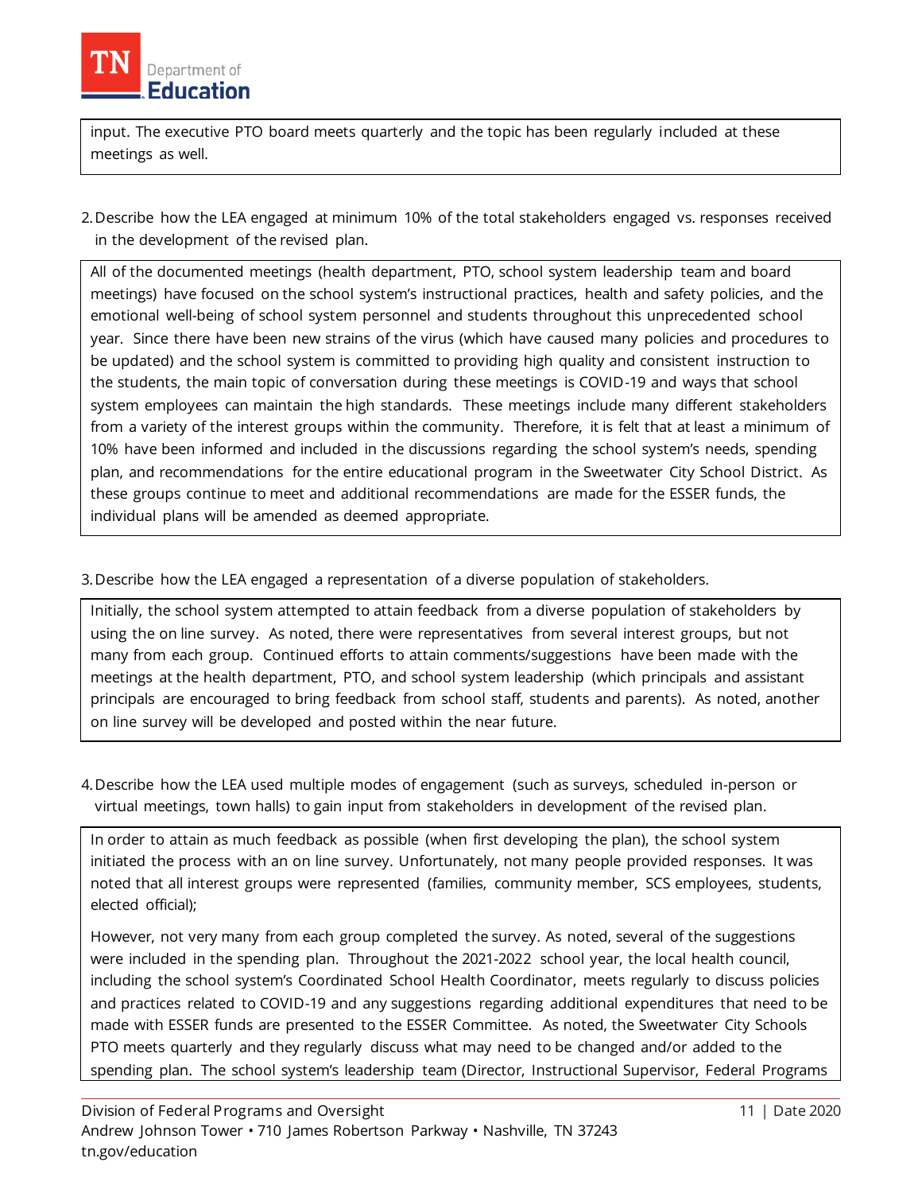input. The executive PTO board meets quarterly and the topic has been regularly included at these meetings as well.

2. Describe how the LEA engaged at minimum 10% of the total stakeholders engaged vs. responses received in the development of the revised plan.

All of the documented meetings (health department, PTO, school system leadership team and board meetings) have focused on the school system's instructional practices, health and safety policies, and the emotional well-being of school system personnel and students throughout this unprecedented school year. Since there have been new strains of the virus (which have caused many policies and procedures to be updated) and the school system is committed to providing high quality and consistent instruction to the students, the main topic of conversation during these meetings is COVID-19 and ways that school system employees can maintain the high standards. These meetings include many different stakeholders from a variety of the interest groups within the community. Therefore, it is felt that at least a minimum of 10% have been informed and included in the discussions regarding the school system's needs, spending plan, and recommendations for the entire educational program in the Sweetwater City School District. As these groups continue to meet and additional recommendations are made for the ESSER funds, the individual plans will be amended as deemed appropriate.

3. Describe how the LEA engaged a representation of a diverse population of stakeholders.

Initially, the school system attempted to attain feedback from a diverse population of stakeholders by using the on line survey. As noted, there were representatives from several interest groups, but not many from each group. Continued efforts to attain comments/suggestions have been made with the meetings at the health department, PTO, and school system leadership (which principals and assistant principals are encouraged to bring feedback from school staff, students and parents). As noted, another on line survey will be developed and posted within the near future.

4. Describe how the LEA used multiple modes of engagement (such as surveys, scheduled in-person or virtual meetings, town halls) to gain input from stakeholders in development of the revised plan.

In order to attain as much feedback as possible (when first developing the plan), the school system initiated the process with an on line survey. Unfortunately, not many people provided responses. It was noted that all interest groups were represented (families, community member, SCS employees, students, elected official);

However, not very many from each group completed the survey. As noted, several of the suggestions were included in the spending plan. Throughout the 2021-2022 school year, the local health council, including the school system's Coordinated School Health Coordinator, meets regularly to discuss policies and practices related to COVID-19 and any suggestions regarding additional expenditures that need to be made with ESSER funds are presented to the ESSER Committee. As noted, the Sweetwater City Schools PTO meets quarterly and they regularly discuss what may need to be changed and/or added to the spending plan. The school system's leadership team (Director, Instructional Supervisor, Federal Programs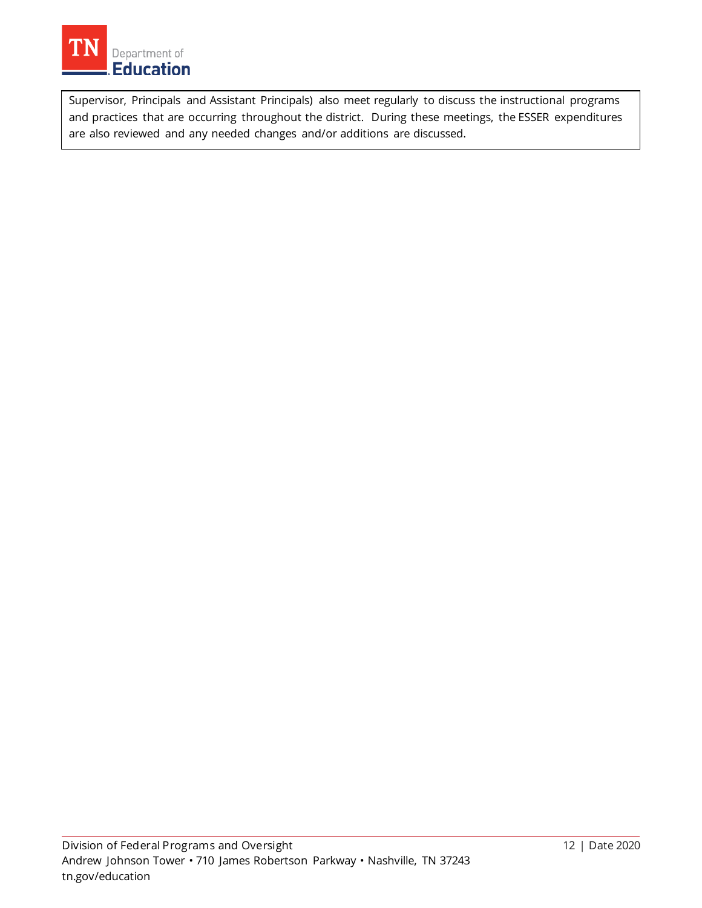Supervisor, Principals and Assistant Principals) also meet regularly to discuss the instructional programs and practices that are occurring throughout the district. During these meetings, the ESSER expenditures are also reviewed and any needed changes and/or additions are discussed.